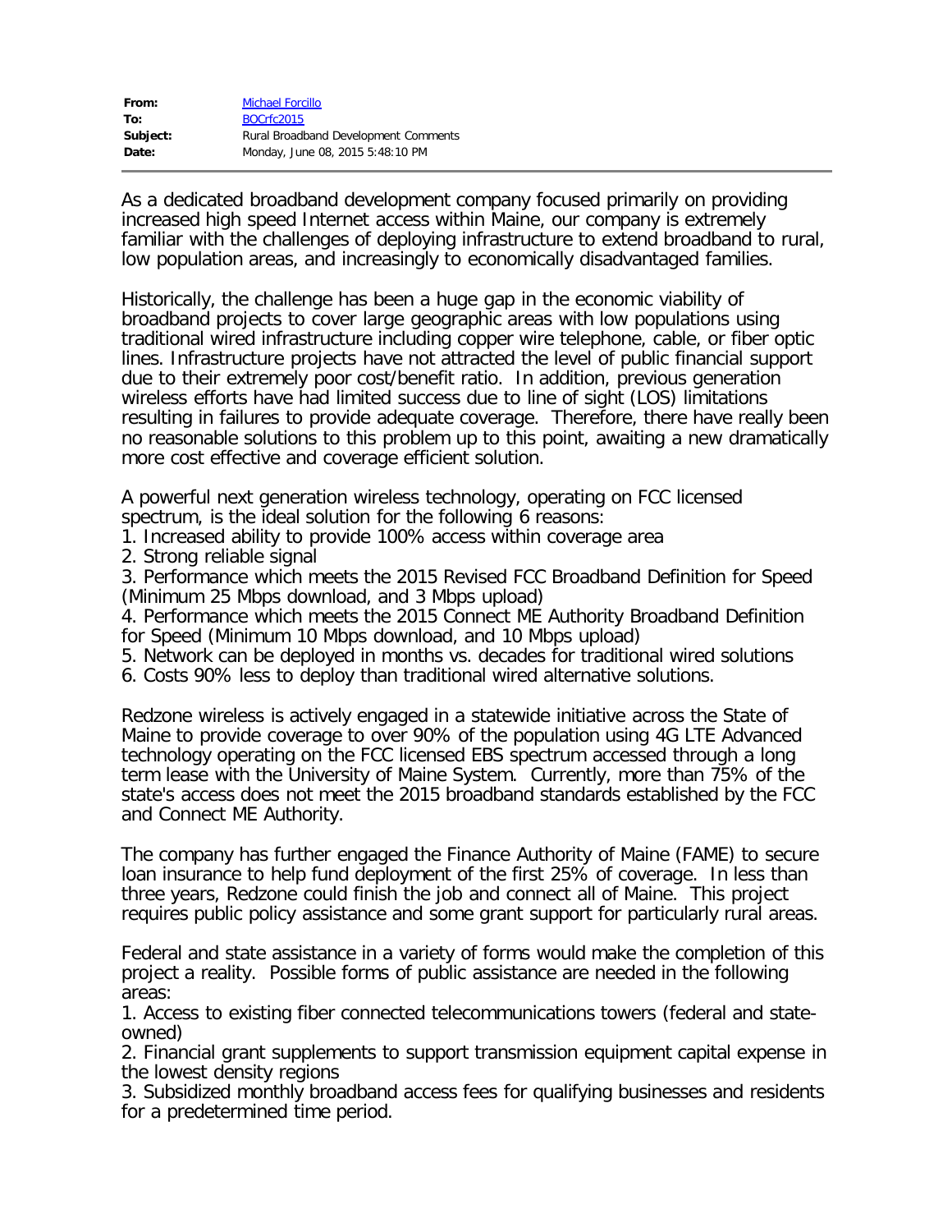**From:** Michael Forcillo
**To:** BOCrfc2015
**Subject:** Rural Broadband Development Comments
**Date:** Monday, June 08, 2015 5:48:10 PM

---

As a dedicated broadband development company focused primarily on providing increased high speed Internet access within Maine, our company is extremely familiar with the challenges of deploying infrastructure to extend broadband to rural, low population areas, and increasingly to economically disadvantaged families.

Historically, the challenge has been a huge gap in the economic viability of broadband projects to cover large geographic areas with low populations using traditional wired infrastructure including copper wire telephone, cable, or fiber optic lines. Infrastructure projects have not attracted the level of public financial support due to their extremely poor cost/benefit ratio. In addition, previous generation wireless efforts have had limited success due to line of sight (LOS) limitations resulting in failures to provide adequate coverage. Therefore, there have really been no reasonable solutions to this problem up to this point, awaiting a new dramatically more cost effective and coverage efficient solution.

A powerful next generation wireless technology, operating on FCC licensed spectrum, is the ideal solution for the following 6 reasons:

1. Increased ability to provide 100% access within coverage area
2. Strong reliable signal
3. Performance which meets the 2015 Revised FCC Broadband Definition for Speed (Minimum 25 Mbps download, and 3 Mbps upload)
4. Performance which meets the 2015 Connect ME Authority Broadband Definition for Speed (Minimum 10 Mbps download, and 10 Mbps upload)
5. Network can be deployed in months vs. decades for traditional wired solutions
6. Costs 90% less to deploy than traditional wired alternative solutions.

Redzone wireless is actively engaged in a statewide initiative across the State of Maine to provide coverage to over 90% of the population using 4G LTE Advanced technology operating on the FCC licensed EBS spectrum accessed through a long term lease with the University of Maine System. Currently, more than 75% of the state's access does not meet the 2015 broadband standards established by the FCC and Connect ME Authority.

The company has further engaged the Finance Authority of Maine (FAME) to secure loan insurance to help fund deployment of the first 25% of coverage. In less than three years, Redzone could finish the job and connect all of Maine. This project requires public policy assistance and some grant support for particularly rural areas.

Federal and state assistance in a variety of forms would make the completion of this project a reality. Possible forms of public assistance are needed in the following areas:

1. Access to existing fiber connected telecommunications towers (federal and state-owned)
2. Financial grant supplements to support transmission equipment capital expense in the lowest density regions
3. Subsidized monthly broadband access fees for qualifying businesses and residents for a predetermined time period.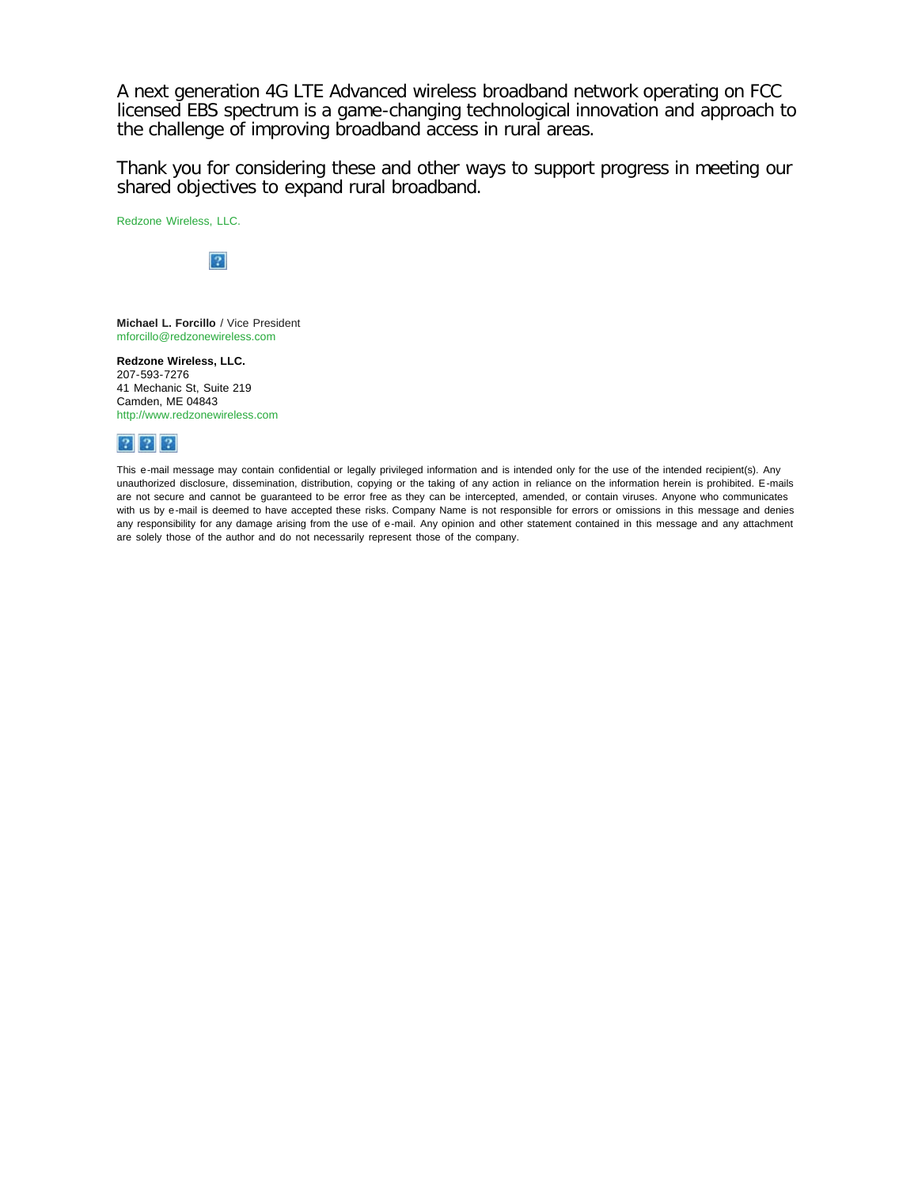A next generation 4G LTE Advanced wireless broadband network operating on FCC licensed EBS spectrum is a game-changing technological innovation and approach to the challenge of improving broadband access in rural areas.

Thank you for considering these and other ways to support progress in meeting our shared objectives to expand rural broadband.

Redzone Wireless, LLC.

**Michael L. Forcillo** / Vice President
mforcillo@redzonewireless.com

**Redzone Wireless, LLC.**
207-593-7276
41 Mechanic St, Suite 219
Camden, ME 04843
http://www.redzonewireless.com

This e-mail message may contain confidential or legally privileged information and is intended only for the use of the intended recipient(s). Any unauthorized disclosure, dissemination, distribution, copying or the taking of any action in reliance on the information herein is prohibited. E-mails are not secure and cannot be guaranteed to be error free as they can be intercepted, amended, or contain viruses. Anyone who communicates with us by e-mail is deemed to have accepted these risks. Company Name is not responsible for errors or omissions in this message and denies any responsibility for any damage arising from the use of e-mail. Any opinion and other statement contained in this message and any attachment are solely those of the author and do not necessarily represent those of the company.